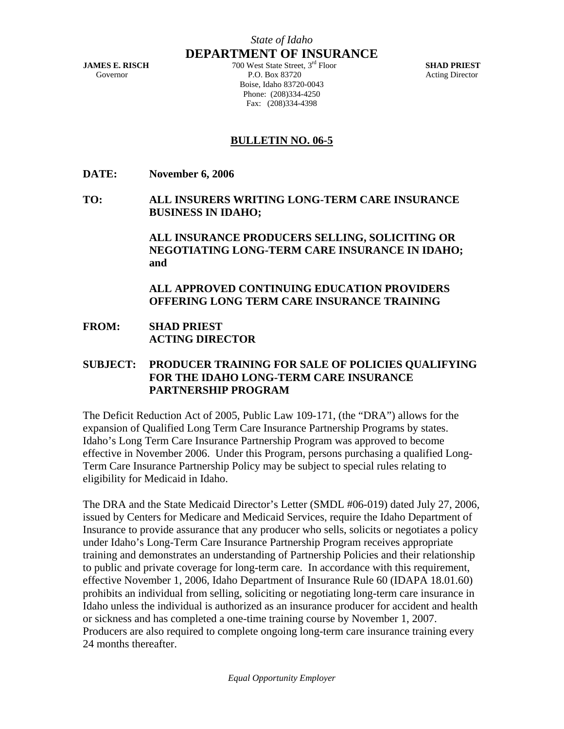*State of Idaho*

**DEPARTMENT OF INSURANCE**

**JAMES E. RISCH**
Governor

700 West State Street, 3rd Floor
P.O. Box 83720
Boise, Idaho 83720-0043
Phone: (208)334-4250
Fax: (208)334-4398

**SHAD PRIEST**
Acting Director

**BULLETIN NO. 06-5**

**DATE:** **November 6, 2006**

**TO:** **ALL INSURERS WRITING LONG-TERM CARE INSURANCE BUSINESS IN IDAHO;**

**ALL INSURANCE PRODUCERS SELLING, SOLICITING OR NEGOTIATING LONG-TERM CARE INSURANCE IN IDAHO; and**

**ALL APPROVED CONTINUING EDUCATION PROVIDERS OFFERING LONG TERM CARE INSURANCE TRAINING**

**FROM:** **SHAD PRIEST**
**ACTING DIRECTOR**

**SUBJECT:** **PRODUCER TRAINING FOR SALE OF POLICIES QUALIFYING FOR THE IDAHO LONG-TERM CARE INSURANCE PARTNERSHIP PROGRAM**

The Deficit Reduction Act of 2005, Public Law 109-171, (the "DRA") allows for the expansion of Qualified Long Term Care Insurance Partnership Programs by states. Idaho's Long Term Care Insurance Partnership Program was approved to become effective in November 2006. Under this Program, persons purchasing a qualified Long-Term Care Insurance Partnership Policy may be subject to special rules relating to eligibility for Medicaid in Idaho.

The DRA and the State Medicaid Director's Letter (SMDL #06-019) dated July 27, 2006, issued by Centers for Medicare and Medicaid Services, require the Idaho Department of Insurance to provide assurance that any producer who sells, solicits or negotiates a policy under Idaho's Long-Term Care Insurance Partnership Program receives appropriate training and demonstrates an understanding of Partnership Policies and their relationship to public and private coverage for long-term care. In accordance with this requirement, effective November 1, 2006, Idaho Department of Insurance Rule 60 (IDAPA 18.01.60) prohibits an individual from selling, soliciting or negotiating long-term care insurance in Idaho unless the individual is authorized as an insurance producer for accident and health or sickness and has completed a one-time training course by November 1, 2007. Producers are also required to complete ongoing long-term care insurance training every 24 months thereafter.

*Equal Opportunity Employer*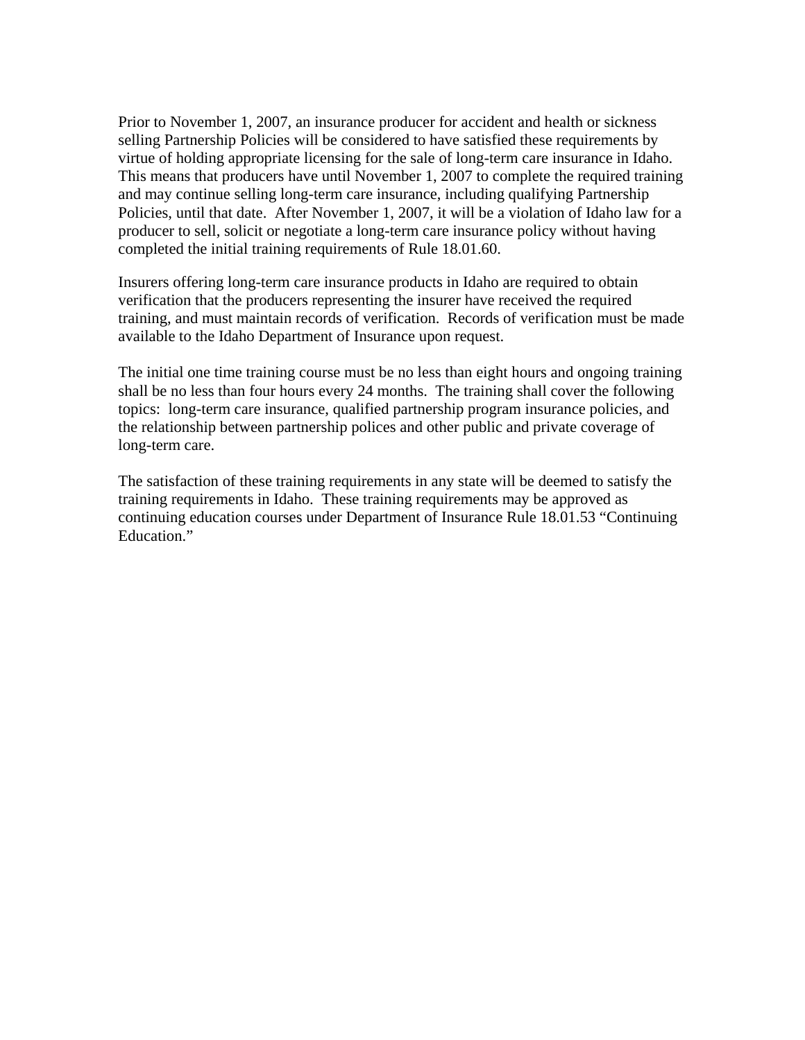Prior to November 1, 2007, an insurance producer for accident and health or sickness selling Partnership Policies will be considered to have satisfied these requirements by virtue of holding appropriate licensing for the sale of long-term care insurance in Idaho. This means that producers have until November 1, 2007 to complete the required training and may continue selling long-term care insurance, including qualifying Partnership Policies, until that date. After November 1, 2007, it will be a violation of Idaho law for a producer to sell, solicit or negotiate a long-term care insurance policy without having completed the initial training requirements of Rule 18.01.60.

Insurers offering long-term care insurance products in Idaho are required to obtain verification that the producers representing the insurer have received the required training, and must maintain records of verification. Records of verification must be made available to the Idaho Department of Insurance upon request.

The initial one time training course must be no less than eight hours and ongoing training shall be no less than four hours every 24 months. The training shall cover the following topics: long-term care insurance, qualified partnership program insurance policies, and the relationship between partnership polices and other public and private coverage of long-term care.

The satisfaction of these training requirements in any state will be deemed to satisfy the training requirements in Idaho. These training requirements may be approved as continuing education courses under Department of Insurance Rule 18.01.53 “Continuing Education.”